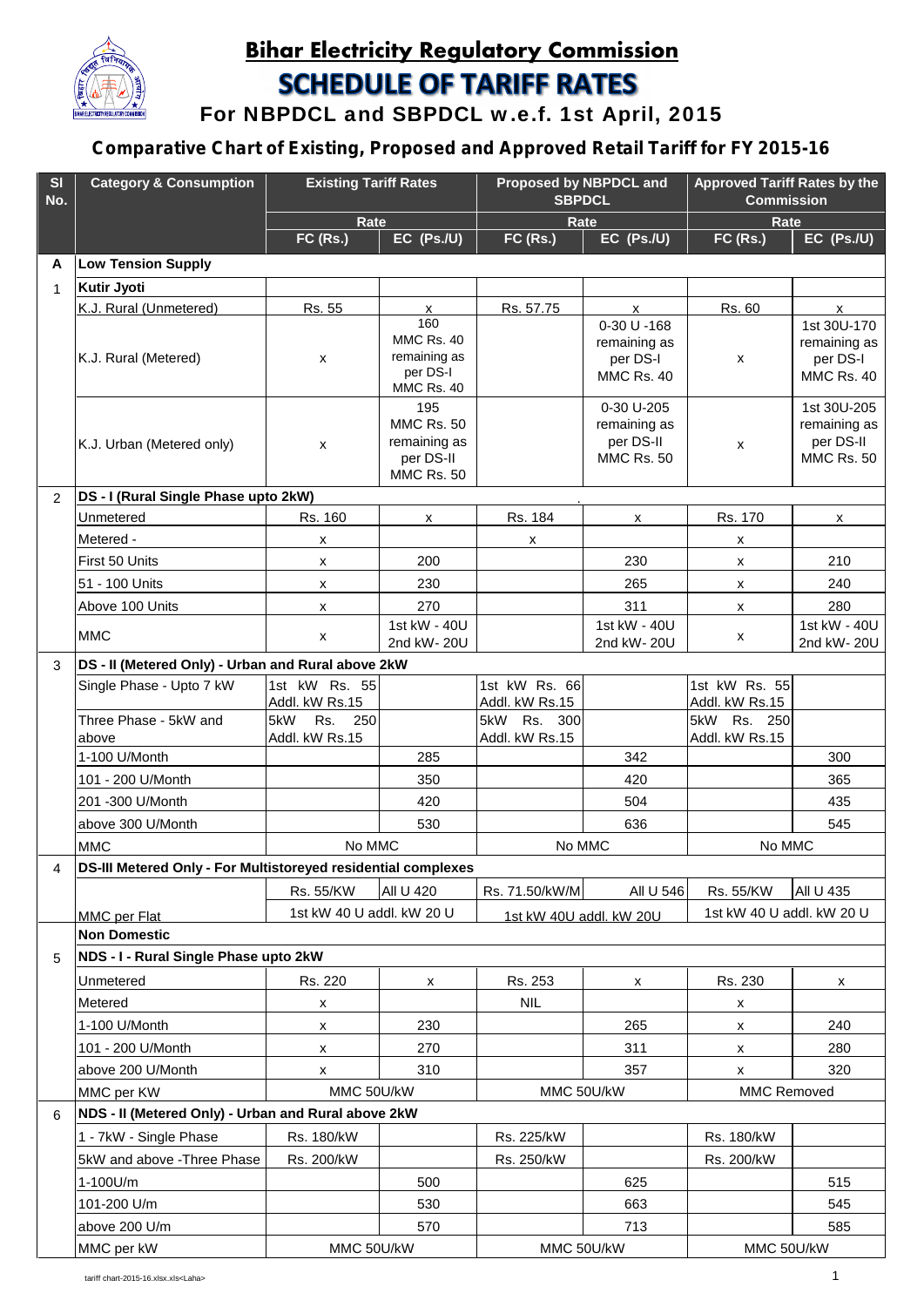# Bihar Electricity Regulatory Commission

## SCHEDULE OF TARIFF RATES

### For NBPDCL and SBPDCL w.e.f. 1st April, 2015

### Comparative Chart of Existing, Proposed and Approved Retail Tariff for FY 2015-16

| Sl No. | Category & Consumption | Existing Tariff Rates | | Proposed by NBPDCL and SBPDCL | | Approved Tariff Rates by the Commission | |
|---|---|---|---|---|---|---|---|
| | | Rate | | Rate | | Rate | |
| | | FC (Rs.) | EC (Ps./U) | FC (Rs.) | EC (Ps./U) | FC (Rs.) | EC (Ps./U) |
| A | **Low Tension Supply** | | | | | | |
| 1 | **Kutir Jyoti** | | | | | | |
| | K.J. Rural (Unmetered) | Rs. 55 | x | Rs. 57.75 | x | Rs. 60 | x |
| | K.J. Rural (Metered) | x | 160 MMC Rs. 40 remaining as per DS-I MMC Rs. 40 | | 0-30 U -168 remaining as per DS-I MMC Rs. 40 | x | 1st 30U-170 remaining as per DS-I MMC Rs. 40 |
| | K.J. Urban (Metered only) | x | 195 MMC Rs. 50 remaining as per DS-II MMC Rs. 50 | | 0-30 U-205 remaining as per DS-II MMC Rs. 50 | x | 1st 30U-205 remaining as per DS-II MMC Rs. 50 |
| 2 | **DS - I (Rural Single Phase upto 2kW)** | | | | | | |
| | Unmetered | Rs. 160 | x | Rs. 184 | x | Rs. 170 | x |
| | Metered - | x | | x | | x | |
| | First 50 Units | x | 200 | | 230 | x | 210 |
| | 51 - 100 Units | x | 230 | | 265 | x | 240 |
| | Above 100 Units | x | 270 | | 311 | x | 280 |
| | MMC | x | 1st kW - 40U 2nd kW- 20U | | 1st kW - 40U 2nd kW- 20U | x | 1st kW - 40U 2nd kW- 20U |
| 3 | **DS - II (Metered Only) - Urban and Rural above 2kW** | | | | | | |
| | Single Phase - Upto 7 kW | 1st kW Rs. 55 Addl. kW Rs.15 | | 1st kW Rs. 66 Addl. kW Rs.15 | | 1st kW Rs. 55 Addl. kW Rs.15 | |
| | Three Phase - 5kW and above | 5kW Rs. 250 Addl. kW Rs.15 | | 5kW Rs. 300 Addl. kW Rs.15 | | 5kW Rs. 250 Addl. kW Rs.15 | |
| | 1-100 U/Month | | 285 | | 342 | | 300 |
| | 101 - 200 U/Month | | 350 | | 420 | | 365 |
| | 201 -300 U/Month | | 420 | | 504 | | 435 |
| | above 300 U/Month | | 530 | | 636 | | 545 |
| | MMC | No MMC | | No MMC | | No MMC | |
| 4 | **DS-III Metered Only - For Multistoreyed residential complexes** | | | | | | |
| | | Rs. 55/KW | All U 420 | Rs. 71.50/kW/M | All U 546 | Rs. 55/KW | All U 435 |
| | MMC per Flat | 1st kW 40 U addl. kW 20 U | | 1st kW 40U addl. kW 20U | | 1st kW 40 U addl. kW 20 U | |
| | **Non Domestic** | | | | | | |
| 5 | **NDS - I - Rural Single Phase upto 2kW** | | | | | | |
| | Unmetered | Rs. 220 | x | Rs. 253 | x | Rs. 230 | x |
| | Metered | x | | NIL | | x | |
| | 1-100 U/Month | x | 230 | | 265 | x | 240 |
| | 101 - 200 U/Month | x | 270 | | 311 | x | 280 |
| | above 200 U/Month | x | 310 | | 357 | x | 320 |
| | MMC per KW | MMC 50U/kW | | MMC 50U/kW | | MMC Removed | |
| 6 | **NDS - II (Metered Only) - Urban and Rural above 2kW** | | | | | | |
| | 1 - 7kW - Single Phase | Rs. 180/kW | | Rs. 225/kW | | Rs. 180/kW | |
| | 5kW and above -Three Phase | Rs. 200/kW | | Rs. 250/kW | | Rs. 200/kW | |
| | 1-100U/m | | 500 | | 625 | | 515 |
| | 101-200 U/m | | 530 | | 663 | | 545 |
| | above 200 U/m | | 570 | | 713 | | 585 |
| | MMC per kW | MMC 50U/kW | | MMC 50U/kW | | MMC 50U/kW | |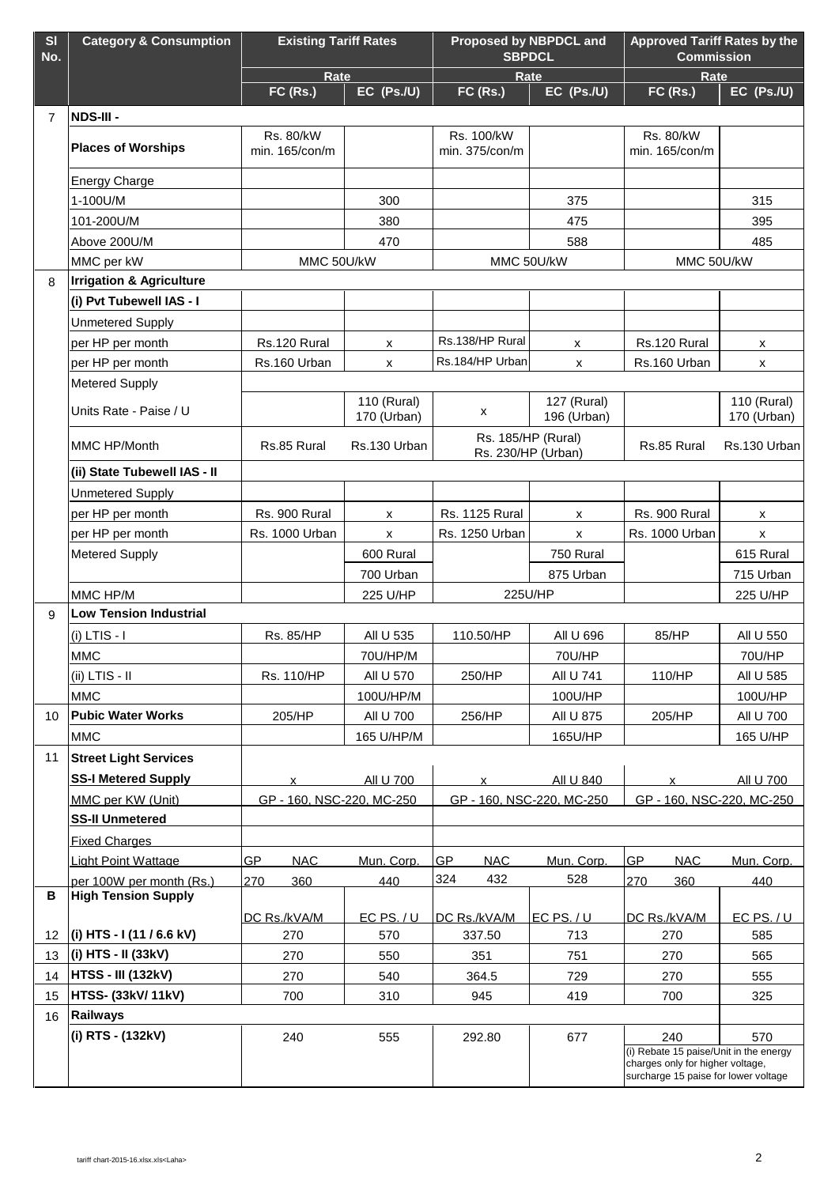| Sl No. | Category & Consumption | Existing Tariff Rates | | Proposed by NBPDCL and SBPDCL | | Approved Tariff Rates by the Commission | |
|---|---|---|---|---|---|---|---|
| | | Rate | | Rate | | Rate | |
| | | FC (Rs.) | EC (Ps./U) | FC (Rs.) | EC (Ps./U) | FC (Rs.) | EC (Ps./U) |
| 7 | **NDS-III -** | | | | | | |
| | **Places of Worships** | Rs. 80/kW min. 165/con/m | | Rs. 100/kW min. 375/con/m | | Rs. 80/kW min. 165/con/m | |
| | Energy Charge | | | | | | |
| | 1-100U/M | | 300 | | 375 | | 315 |
| | 101-200U/M | | 380 | | 475 | | 395 |
| | Above 200U/M | | 470 | | 588 | | 485 |
| | MMC per kW | MMC 50U/kW | | MMC 50U/kW | | MMC 50U/kW | |
| 8 | **Irrigation & Agriculture** | | | | | | |
| | **(i) Pvt Tubewell IAS - I** | | | | | | |
| | Unmetered Supply | | | | | | |
| | per HP per month | Rs.120 Rural | x | Rs.138/HP Rural | x | Rs.120 Rural | x |
| | per HP per month | Rs.160 Urban | x | Rs.184/HP Urban | x | Rs.160 Urban | x |
| | Metered Supply | | | | | | |
| | Units Rate - Paise / U | | 110 (Rural) 170 (Urban) | x | 127 (Rural) 196 (Urban) | | 110 (Rural) 170 (Urban) |
| | MMC HP/Month | Rs.85 Rural | Rs.130 Urban | Rs. 185/HP (Rural) Rs. 230/HP (Urban) | | Rs.85 Rural | Rs.130 Urban |
| | **(ii) State Tubewell IAS - II** | | | | | | |
| | Unmetered Supply | | | | | | |
| | per HP per month | Rs. 900 Rural | x | Rs. 1125 Rural | x | Rs. 900 Rural | x |
| | per HP per month | Rs. 1000 Urban | x | Rs. 1250 Urban | x | Rs. 1000 Urban | x |
| | Metered Supply | | 600 Rural | | 750 Rural | | 615 Rural |
| | | | 700 Urban | | 875 Urban | | 715 Urban |
| | MMC HP/M | | 225 U/HP | 225U/HP | | | 225 U/HP |
| 9 | **Low Tension Industrial** | | | | | | |
| | (i) LTIS - I | Rs. 85/HP | All U 535 | 110.50/HP | All U 696 | 85/HP | All U 550 |
| | MMC | | 70U/HP/M | | 70U/HP | | 70U/HP |
| | (ii) LTIS - II | Rs. 110/HP | All U 570 | 250/HP | All U 741 | 110/HP | All U 585 |
| | MMC | | 100U/HP/M | | 100U/HP | | 100U/HP |
| 10 | **Pubic Water Works** | 205/HP | All U 700 | 256/HP | All U 875 | 205/HP | All U 700 |
| | MMC | | 165 U/HP/M | | 165U/HP | | 165 U/HP |
| 11 | **Street Light Services** | | | | | | |
| | **SS-I Metered Supply** | x | All U 700 | x | All U 840 | x | All U 700 |
| | MMC per KW (Unit) | GP - 160, NSC-220, MC-250 | | GP - 160, NSC-220, MC-250 | | GP - 160, NSC-220, MC-250 | |
| | **SS-II Unmetered** | | | | | | |
| | Fixed Charges | | | | | | |
| | Light Point Wattage | GP NAC | Mun. Corp. | GP NAC | Mun. Corp. | GP NAC | Mun. Corp. |
| | per 100W per month (Rs.) | 270 360 | 440 | 324 432 | 528 | 270 360 | 440 |
| B | **High Tension Supply** | DC Rs./kVA/M | EC PS. / U | DC Rs./kVA/M | EC PS. / U | DC Rs./kVA/M | EC PS. / U |
| 12 | **(i) HTS - I (11 / 6.6 kV)** | 270 | 570 | 337.50 | 713 | 270 | 585 |
| 13 | **(i) HTS - II (33kV)** | 270 | 550 | 351 | 751 | 270 | 565 |
| 14 | **HTSS - III (132kV)** | 270 | 540 | 364.5 | 729 | 270 | 555 |
| 15 | **HTSS- (33kV/ 11kV)** | 700 | 310 | 945 | 419 | 700 | 325 |
| 16 | **Railways** | | | | | | |
| | **(i) RTS - (132kV)** | 240 | 555 | 292.80 | 677 | 240 | 570 |
| | | | | | | (i) Rebate 15 paise/Unit in the energy charges only for higher voltage, surcharge 15 paise for lower voltage | |

tariff chart-2015-16.xlsx.xls<Laha>